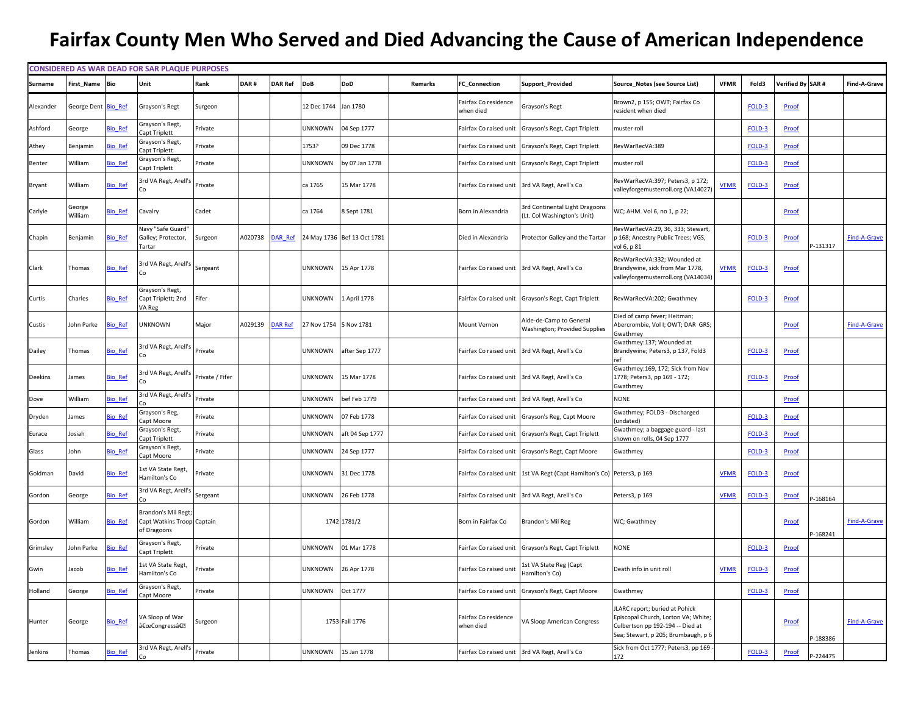# Fairfax County Men Who Served and Died Advancing the Cause of American Independence

**CONSIDERED AS WAR DEAD FOR SAR PLAQUE PURPOSES**

| Surname | First_Name | Bio | Unit | Rank | DAR # | DAR Ref | DoB | DoD | Remarks | FC_Connection | Support_Provided | Source_Notes (see Source List) | VFMR | Fold3 | Verified By | SAR # | Find-A-Grave |
|---|---|---|---|---|---|---|---|---|---|---|---|---|---|---|---|---|---|
| Alexander | George Dent | Bio_Ref | Grayson's Regt | Surgeon | | | 12 Dec 1744 | Jan 1780 | | Fairfax Co residence when died | Grayson's Regt | Brown2, p 155; OWT; Fairfax Co resident when died | | FOLD-3 | Proof | | |
| Ashford | George | Bio_Ref | Grayson's Regt, Capt Triplett | Private | | | UNKNOWN | 04 Sep 1777 | | Fairfax Co raised unit | Grayson's Regt, Capt Triplett | muster roll | | FOLD-3 | Proof | | |
| Athey | Benjamin | Bio_Ref | Grayson's Regt, Capt Triplett | Private | | | 1753? | 09 Dec 1778 | | Fairfax Co raised unit | Grayson's Regt, Capt Triplett | RevWarRecVA:389 | | FOLD-3 | Proof | | |
| Benter | William | Bio_Ref | Grayson's Regt, Capt Triplett | Private | | | UNKNOWN | by 07 Jan 1778 | | Fairfax Co raised unit | Grayson's Regt, Capt Triplett | muster roll | | FOLD-3 | Proof | | |
| Bryant | William | Bio_Ref | 3rd VA Regt, Arell's Co | Private | | | ca 1765 | 15 Mar 1778 | | Fairfax Co raised unit | 3rd VA Regt, Arell's Co | RevWarRecVA:397; Peters3, p 172; valleyforgemusterroll.org (VA14027) | VFMR | FOLD-3 | Proof | | |
| Carlyle | George William | Bio_Ref | Cavalry | Cadet | | | ca 1764 | 8 Sept 1781 | | Born in Alexandria | 3rd Continental Light Dragoons (Lt. Col Washington's Unit) | WC; AHM. Vol 6, no 1, p 22; | | | Proof | | |
| Chapin | Benjamin | Bio_Ref | Navy "Safe Guard" Galley; Protector, Tartar | Surgeon | A020738 | DAR_Ref | 24 May 1736 | Bef 13 Oct 1781 | | Died in Alexandria | Protector Galley and the Tartar | RevWarRecVA:29, 36, 333; Stewart, p 168; Ancestry Public Trees; VGS, vol 6, p 81 | | FOLD-3 | Proof | P-131317 | Find-A-Grave |
| Clark | Thomas | Bio_Ref | 3rd VA Regt, Arell's Co | Sergeant | | | UNKNOWN | 15 Apr 1778 | | Fairfax Co raised unit | 3rd VA Regt, Arell's Co | RevWarRecVA:332; Wounded at Brandywine, sick from Mar 1778, valleyforgemusterroll.org (VA14034) | VFMR | FOLD-3 | Proof | | |
| Curtis | Charles | Bio_Ref | Grayson's Regt, Capt Triplett; 2nd VA Reg | Fifer | | | UNKNOWN | 1 April 1778 | | Fairfax Co raised unit | Grayson's Regt, Capt Triplett | RevWarRecVA:202; Gwathmey | | FOLD-3 | Proof | | |
| Custis | John Parke | Bio_Ref | UNKNOWN | Major | A029139 | DAR Ref | 27 Nov 1754 | 5 Nov 1781 | | Mount Vernon | Aide-de-Camp to General Washington; Provided Supplies | Died of camp fever; Heitman; Abercrombie, Vol I; OWT; DAR GRS; Gwathmey | | | Proof | | Find-A-Grave |
| Dailey | Thomas | Bio_Ref | 3rd VA Regt, Arell's Co | Private | | | UNKNOWN | after Sep 1777 | | Fairfax Co raised unit | 3rd VA Regt, Arell's Co | Gwathmey:137; Wounded at Brandywine; Peters3, p 137, Fold3 ref | | FOLD-3 | Proof | | |
| Deekins | James | Bio_Ref | 3rd VA Regt, Arell's Co | Private / Fifer | | | UNKNOWN | 15 Mar 1778 | | Fairfax Co raised unit | 3rd VA Regt, Arell's Co | Gwathmey:169, 172; Sick from Nov 1778; Peters3, pp 169 - 172; Gwathmey | | FOLD-3 | Proof | | |
| Dove | William | Bio_Ref | 3rd VA Regt, Arell's Co | Private | | | UNKNOWN | bef Feb 1779 | | Fairfax Co raised unit | 3rd VA Regt, Arell's Co | NONE | | | Proof | | |
| Dryden | James | Bio_Ref | Grayson's Reg, Capt Moore | Private | | | UNKNOWN | 07 Feb 1778 | | Fairfax Co raised unit | Grayson's Reg, Capt Moore | Gwathmey; FOLD3 - Discharged (undated) | | FOLD-3 | Proof | | |
| Eurace | Josiah | Bio_Ref | Grayson's Regt, Capt Triplett | Private | | | UNKNOWN | aft 04 Sep 1777 | | Fairfax Co raised unit | Grayson's Regt, Capt Triplett | Gwathmey; a baggage guard - last shown on rolls, 04 Sep 1777 | | FOLD-3 | Proof | | |
| Glass | John | Bio_Ref | Grayson's Regt, Capt Moore | Private | | | UNKNOWN | 24 Sep 1777 | | Fairfax Co raised unit | Grayson's Regt, Capt Moore | Gwathmey | | FOLD-3 | Proof | | |
| Goldman | David | Bio_Ref | 1st VA State Regt, Hamilton's Co | Private | | | UNKNOWN | 31 Dec 1778 | | Fairfax Co raised unit | 1st VA Regt (Capt Hamilton's Co) | Peters3, p 169 | VFMR | FOLD-3 | Proof | | |
| Gordon | George | Bio_Ref | 3rd VA Regt, Arell's Co | Sergeant | | | UNKNOWN | 26 Feb 1778 | | Fairfax Co raised unit | 3rd VA Regt, Arell's Co | Peters3, p 169 | VFMR | FOLD-3 | Proof | P-168164 | |
| Gordon | William | Bio_Ref | Brandon's Mil Regt; Capt Watkins Troop of Dragoons | Captain | | | 1742 | 1781/2 | | Born in Fairfax Co | Brandon's Mil Reg | WC; Gwathmey | | | Proof | P-168241 | Find-A-Grave |
| Grimsley | John Parke | Bio_Ref | Grayson's Regt, Capt Triplett | Private | | | UNKNOWN | 01 Mar 1778 | | Fairfax Co raised unit | Grayson's Regt, Capt Triplett | NONE | | FOLD-3 | Proof | | |
| Gwin | Jacob | Bio_Ref | 1st VA State Regt, Hamilton's Co | Private | | | UNKNOWN | 26 Apr 1778 | | Fairfax Co raised unit | 1st VA State Reg (Capt Hamilton's Co) | Death info in unit roll | VFMR | FOLD-3 | Proof | | |
| Holland | George | Bio_Ref | Grayson's Regt, Capt Moore | Private | | | UNKNOWN | Oct 1777 | | Fairfax Co raised unit | Grayson's Regt, Capt Moore | Gwathmey | | FOLD-3 | Proof | | |
| Hunter | George | Bio_Ref | VA Sloop of War â€œCongressâ€ | Surgeon | | | 1753 | Fall 1776 | | Fairfax Co residence when died | VA Sloop American Congress | JLARC report; buried at Pohick Episcopal Church, Lorton VA; White; Culbertson pp 192-194 -- Died at Sea; Stewart, p 205; Brumbaugh, p 6 | | | Proof | P-188386 | Find-A-Grave |
| Jenkins | Thomas | Bio_Ref | 3rd VA Regt, Arell's Co | Private | | | UNKNOWN | 15 Jan 1778 | | Fairfax Co raised unit | 3rd VA Regt, Arell's Co | Sick from Oct 1777; Peters3, pp 169 - 172 | | FOLD-3 | Proof | P-224475 | |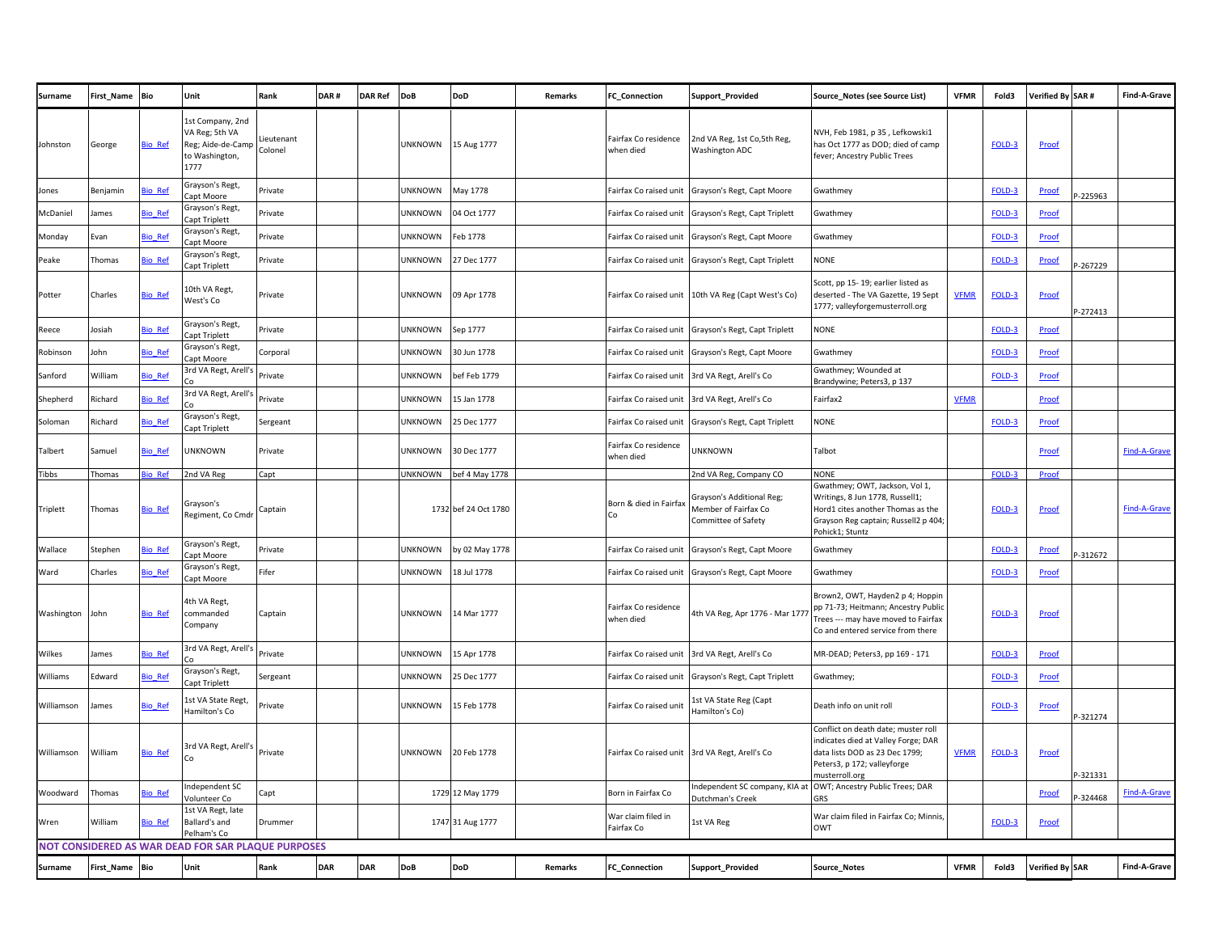| Surname | First_Name | Bio | Unit | Rank | DAR # | DAR Ref | DoB | DoD | Remarks | FC_Connection | Support_Provided | Source_Notes (see Source List) | VFMR | Fold3 | Verified By | SAR # | Find-A-Grave |
|---|---|---|---|---|---|---|---|---|---|---|---|---|---|---|---|---|---|
| Johnston | George | Bio_Ref | 1st Company, 2nd VA Reg; 5th VA Reg; Aide-de-Camp to Washington, 1777 | Lieutenant Colonel | | | UNKNOWN | 15 Aug 1777 | | Fairfax Co residence when died | 2nd VA Reg, 1st Co,5th Reg, Washington ADC | NVH, Feb 1981, p 35 , Lefkowski1 has Oct 1777 as DOD; died of camp fever; Ancestry Public Trees | | FOLD-3 | Proof | | |
| Jones | Benjamin | Bio_Ref | Grayson's Regt, Capt Moore | Private | | | UNKNOWN | May 1778 | | Fairfax Co raised unit | Grayson's Regt, Capt Moore | Gwathmey | | FOLD-3 | Proof | P-225963 | |
| McDaniel | James | Bio_Ref | Grayson's Regt, Capt Triplett | Private | | | UNKNOWN | 04 Oct 1777 | | Fairfax Co raised unit | Grayson's Regt, Capt Triplett | Gwathmey | | FOLD-3 | Proof | | |
| Monday | Evan | Bio_Ref | Grayson's Regt, Capt Moore | Private | | | UNKNOWN | Feb 1778 | | Fairfax Co raised unit | Grayson's Regt, Capt Moore | Gwathmey | | FOLD-3 | Proof | | |
| Peake | Thomas | Bio_Ref | Grayson's Regt, Capt Triplett | Private | | | UNKNOWN | 27 Dec 1777 | | Fairfax Co raised unit | Grayson's Regt, Capt Triplett | NONE | | FOLD-3 | Proof | P-267229 | |
| Potter | Charles | Bio_Ref | 10th VA Regt, West's Co | Private | | | UNKNOWN | 09 Apr 1778 | | Fairfax Co raised unit | 10th VA Reg (Capt West's Co) | Scott, pp 15- 19; earlier listed as deserted - The VA Gazette, 19 Sept 1777; valleyforgemusterroll.org | VFMR | FOLD-3 | Proof | P-272413 | |
| Reece | Josiah | Bio_Ref | Grayson's Regt, Capt Triplett | Private | | | UNKNOWN | Sep 1777 | | Fairfax Co raised unit | Grayson's Regt, Capt Triplett | NONE | | FOLD-3 | Proof | | |
| Robinson | John | Bio_Ref | Grayson's Regt, Capt Moore | Corporal | | | UNKNOWN | 30 Jun 1778 | | Fairfax Co raised unit | Grayson's Regt, Capt Moore | Gwathmey | | FOLD-3 | Proof | | |
| Sanford | William | Bio_Ref | 3rd VA Regt, Arell's Co | Private | | | UNKNOWN | bef Feb 1779 | | Fairfax Co raised unit | 3rd VA Regt, Arell's Co | Gwathmey; Wounded at Brandywine; Peters3, p 137 | | FOLD-3 | Proof | | |
| Shepherd | Richard | Bio_Ref | 3rd VA Regt, Arell's Co | Private | | | UNKNOWN | 15 Jan 1778 | | Fairfax Co raised unit | 3rd VA Regt, Arell's Co | Fairfax2 | VFMR | | Proof | | |
| Soloman | Richard | Bio_Ref | Grayson's Regt, Capt Triplett | Sergeant | | | UNKNOWN | 25 Dec 1777 | | Fairfax Co raised unit | Grayson's Regt, Capt Triplett | NONE | | FOLD-3 | Proof | | |
| Talbert | Samuel | Bio_Ref | UNKNOWN | Private | | | UNKNOWN | 30 Dec 1777 | | Fairfax Co residence when died | UNKNOWN | Talbot | | | Proof | | Find-A-Grave |
| Tibbs | Thomas | Bio_Ref | 2nd VA Reg | Capt | | | UNKNOWN | bef 4 May 1778 | | | 2nd VA Reg, Company CO | NONE | | FOLD-3 | Proof | | |
| Triplett | Thomas | Bio_Ref | Grayson's Regiment, Co Cmdr | Captain | | | 1732 | bef 24 Oct 1780 | | Born & died in Fairfax Co | Grayson's Additional Reg; Member of Fairfax Co Committee of Safety | Gwathmey; OWT, Jackson, Vol 1, Writings, 8 Jun 1778, Russell1; Hord1 cites another Thomas as the Grayson Reg captain; Russell2 p 404; Pohick1; Stuntz | | FOLD-3 | Proof | | Find-A-Grave |
| Wallace | Stephen | Bio_Ref | Grayson's Regt, Capt Moore | Private | | | UNKNOWN | by 02 May 1778 | | Fairfax Co raised unit | Grayson's Regt, Capt Moore | Gwathmey | | FOLD-3 | Proof | P-312672 | |
| Ward | Charles | Bio_Ref | Grayson's Regt, Capt Moore | Fifer | | | UNKNOWN | 18 Jul 1778 | | Fairfax Co raised unit | Grayson's Regt, Capt Moore | Gwathmey | | FOLD-3 | Proof | | |
| Washington | John | Bio_Ref | 4th VA Regt, commanded Company | Captain | | | UNKNOWN | 14 Mar 1777 | | Fairfax Co residence when died | 4th VA Reg, Apr 1776 - Mar 1777 | Brown2, OWT, Hayden2 p 4; Hoppin pp 71-73; Heitmann; Ancestry Public Trees --- may have moved to Fairfax Co and entered service from there | | FOLD-3 | Proof | | |
| Wilkes | James | Bio_Ref | 3rd VA Regt, Arell's Co | Private | | | UNKNOWN | 15 Apr 1778 | | Fairfax Co raised unit | 3rd VA Regt, Arell's Co | MR-DEAD; Peters3, pp 169 - 171 | | FOLD-3 | Proof | | |
| Williams | Edward | Bio_Ref | Grayson's Regt, Capt Triplett | Sergeant | | | UNKNOWN | 25 Dec 1777 | | Fairfax Co raised unit | Grayson's Regt, Capt Triplett | Gwathmey; | | FOLD-3 | Proof | | |
| Williamson | James | Bio_Ref | 1st VA State Regt, Hamilton's Co | Private | | | UNKNOWN | 15 Feb 1778 | | Fairfax Co raised unit | 1st VA State Reg (Capt Hamilton's Co) | Death info on unit roll | | FOLD-3 | Proof | P-321274 | |
| Williamson | William | Bio_Ref | 3rd VA Regt, Arell's Co | Private | | | UNKNOWN | 20 Feb 1778 | | Fairfax Co raised unit | 3rd VA Regt, Arell's Co | Conflict on death date; muster roll indicates died at Valley Forge; DAR data lists DOD as 23 Dec 1799; Peters3, p 172; valleyforge musterroll.org | VFMR | FOLD-3 | Proof | P-321331 | |
| Woodward | Thomas | Bio_Ref | Independent SC Volunteer Co | Capt | | | 1729 | 12 May 1779 | | Born in Fairfax Co | Independent SC company, KIA at Dutchman's Creek | OWT; Ancestry Public Trees; DAR GRS | | | Proof | P-324468 | Find-A-Grave |
| Wren | William | Bio_Ref | 1st VA Regt, late Ballard's and Pelham's Co | Drummer | | | 1747 | 31 Aug 1777 | | War claim filed in Fairfax Co | 1st VA Reg | War claim filed in Fairfax Co; Minnis, OWT | | FOLD-3 | Proof | | |

**NOT CONSIDERED AS WAR DEAD FOR SAR PLAQUE PURPOSES**

| Surname | First_Name | Bio | Unit | Rank | DAR | DAR | DoB | DoD | Remarks | FC_Connection | Support_Provided | Source_Notes | VFMR | Fold3 | Verified By | SAR | Find-A-Grave |
|---|---|---|---|---|---|---|---|---|---|---|---|---|---|---|---|---|---|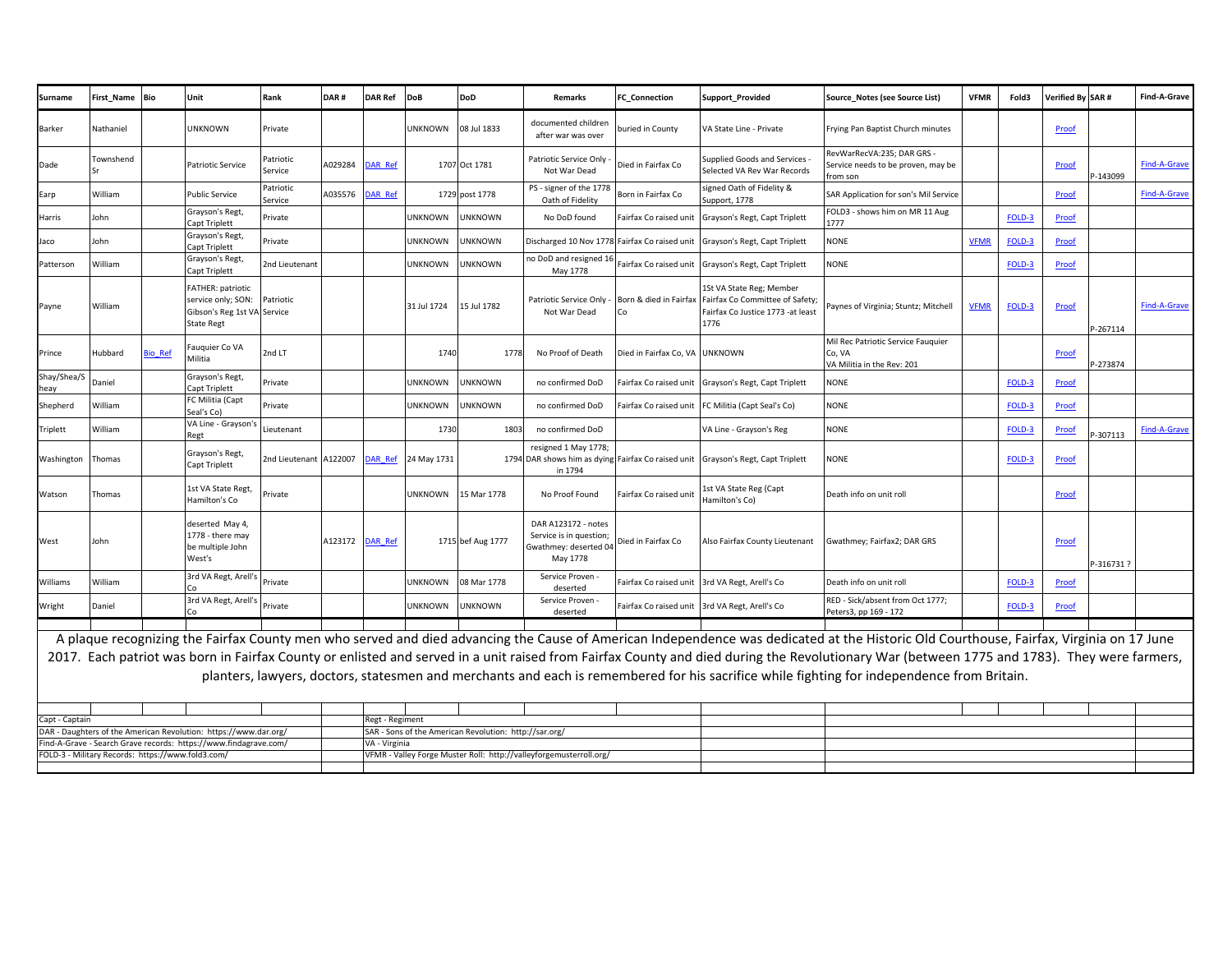| Surname | First_Name | Bio | Unit | Rank | DAR # | DAR Ref | DoB | DoD | Remarks | FC_Connection | Support_Provided | Source_Notes (see Source List) | VFMR | Fold3 | Verified By | SAR # | Find-A-Grave |
|---|---|---|---|---|---|---|---|---|---|---|---|---|---|---|---|---|---|
| Barker | Nathaniel | | UNKNOWN | Private | | | UNKNOWN | 08 Jul 1833 | documented children after war was over | buried in County | VA State Line - Private | Frying Pan Baptist Church minutes | | | Proof | | |
| Dade | Townshend Sr | | Patriotic Service | Patriotic Service | A029284 | DAR_Ref | 1707 | Oct 1781 | Patriotic Service Only - Not War Dead | Died in Fairfax Co | Supplied Goods and Services - Selected VA Rev War Records | RevWarRecVA:235; DAR GRS - Service needs to be proven, may be from son | | | Proof | P-143099 | Find-A-Grave |
| Earp | William | | Public Service | Patriotic Service | A035576 | DAR_Ref | 1729 | post 1778 | PS - signer of the 1778 Oath of Fidelity | Born in Fairfax Co | signed Oath of Fidelity & Support, 1778 | SAR Application for son's Mil Service | | | Proof | | Find-A-Grave |
| Harris | John | | Grayson's Regt, Capt Triplett | Private | | | UNKNOWN | UNKNOWN | No DoD found | Fairfax Co raised unit | Grayson's Regt, Capt Triplett | FOLD3 - shows him on MR 11 Aug 1777 | | FOLD-3 | Proof | | |
| Jaco | John | | Grayson's Regt, Capt Triplett | Private | | | UNKNOWN | UNKNOWN | Discharged 10 Nov 1778 | Fairfax Co raised unit | Grayson's Regt, Capt Triplett | NONE | VFMR | FOLD-3 | Proof | | |
| Patterson | William | | Grayson's Regt, Capt Triplett | 2nd Lieutenant | | | UNKNOWN | UNKNOWN | no DoD and resigned 16 May 1778 | Fairfax Co raised unit | Grayson's Regt, Capt Triplett | NONE | | FOLD-3 | Proof | | |
| Payne | William | | FATHER: patriotic service only; SON: Gibson's Reg 1st VA State Regt | Patriotic Service | | | 31 Jul 1724 | 15 Jul 1782 | Patriotic Service Only - Not War Dead | Born & died in Fairfax Co | 1St VA State Reg; Member Fairfax Co Committee of Safety; Fairfax Co Justice 1773 -at least 1776 | Paynes of Virginia; Stuntz; Mitchell | VFMR | FOLD-3 | Proof | P-267114 | Find-A-Grave |
| Prince | Hubbard | Bio_Ref | Fauquier Co VA Militia | 2nd LT | | | 1740 | 1778 | No Proof of Death | Died in Fairfax Co, VA | UNKNOWN | Mil Rec Patriotic Service Fauquier Co, VA VA Militia in the Rev: 201 | | | Proof | P-273874 | |
| Shay/Shea/Sheay | Daniel | | Grayson's Regt, Capt Triplett | Private | | | UNKNOWN | UNKNOWN | no confirmed DoD | Fairfax Co raised unit | Grayson's Regt, Capt Triplett | NONE | | FOLD-3 | Proof | | |
| Shepherd | William | | FC Militia (Capt Seal's Co) | Private | | | UNKNOWN | UNKNOWN | no confirmed DoD | Fairfax Co raised unit | FC Militia (Capt Seal's Co) | NONE | | FOLD-3 | Proof | | |
| Triplett | William | | VA Line - Grayson's Regt | Lieutenant | | | 1730 | 1803 | no confirmed DoD | | VA Line - Grayson's Reg | NONE | | FOLD-3 | Proof | P-307113 | Find-A-Grave |
| Washington | Thomas | | Grayson's Regt, Capt Triplett | 2nd Lieutenant | A122007 | DAR_Ref | 24 May 1731 | 1794 | resigned 1 May 1778; DAR shows him as dying in 1794 | Fairfax Co raised unit | Grayson's Regt, Capt Triplett | NONE | | FOLD-3 | Proof | | |
| Watson | Thomas | | 1st VA State Regt, Hamilton's Co | Private | | | UNKNOWN | 15 Mar 1778 | No Proof Found | Fairfax Co raised unit | 1st VA State Reg (Capt Hamilton's Co) | Death info on unit roll | | | Proof | | |
| West | John | | deserted May 4, 1778 - there may be multiple John West's | | A123172 | DAR_Ref | 1715 | bef Aug 1777 | DAR A123172 - notes Service is in question; Gwathmey: deserted 04 May 1778 | Died in Fairfax Co | Also Fairfax County Lieutenant | Gwathmey; Fairfax2; DAR GRS | | | Proof | P-316731 ? | |
| Williams | William | | 3rd VA Regt, Arell's Co | Private | | | UNKNOWN | 08 Mar 1778 | Service Proven - deserted | Fairfax Co raised unit | 3rd VA Regt, Arell's Co | Death info on unit roll | | FOLD-3 | Proof | | |
| Wright | Daniel | | 3rd VA Regt, Arell's Co | Private | | | UNKNOWN | UNKNOWN | Service Proven - deserted | Fairfax Co raised unit | 3rd VA Regt, Arell's Co | RED - Sick/absent from Oct 1777; Peters3, pp 169 - 172 | | FOLD-3 | Proof | | |

A plaque recognizing the Fairfax County men who served and died advancing the Cause of American Independence was dedicated at the Historic Old Courthouse, Fairfax, Virginia on 17 June 2017. Each patriot was born in Fairfax County or enlisted and served in a unit raised from Fairfax County and died during the Revolutionary War (between 1775 and 1783). They were farmers, planters, lawyers, doctors, statesmen and merchants and each is remembered for his sacrifice while fighting for independence from Britain.

Capt - Captain
DAR - Daughters of the American Revolution: https://www.dar.org/
Find-A-Grave - Search Grave records: https://www.findagrave.com/
FOLD-3 - Military Records: https://www.fold3.com/

Regt - Regiment
SAR - Sons of the American Revolution: http://sar.org/
VA - Virginia
VFMR - Valley Forge Muster Roll: http://valleyforgemusterroll.org/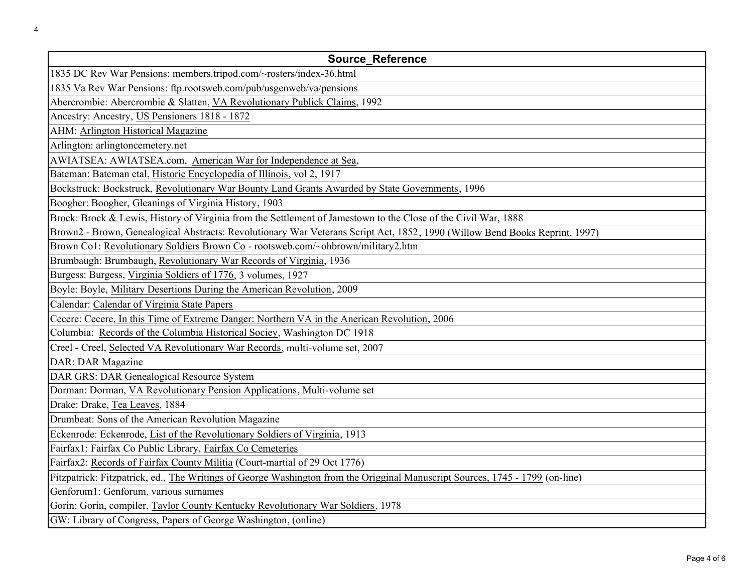| Source_Reference |
|---|
| 1835 DC Rev War Pensions: members.tripod.com/~rosters/index-36.html |
| 1835 Va Rev War Pensions: ftp.rootsweb.com/pub/usgenweb/va/pensions |
| Abercrombie: Abercrombie & Slatten, VA Revolutionary Publick Claims, 1992 |
| Ancestry: Ancestry, US Pensioners 1818 - 1872 |
| AHM: Arlington Historical Magazine |
| Arlington: arlingtoncemetery.net |
| AWIATSEA: AWIATSEA.com, American War for Independence at Sea, |
| Bateman: Bateman etal, Historic Encyclopedia of Illinois, vol 2, 1917 |
| Bockstruck: Bockstruck, Revolutionary War Bounty Land Grants Awarded by State Governments, 1996 |
| Boogher: Boogher, Gleanings of Virginia History, 1903 |
| Brock: Brock & Lewis, History of Virginia from the Settlement of Jamestown to the Close of the Civil War, 1888 |
| Brown2 - Brown, Genealogical Abstracts: Revolutionary War Veterans Script Act, 1852, 1990 (Willow Bend Books Reprint, 1997) |
| Brown Co1: Revolutionary Soldiers Brown Co - rootsweb.com/~ohbrown/military2.htm |
| Brumbaugh: Brumbaugh, Revolutionary War Records of Virginia, 1936 |
| Burgess: Burgess, Virginia Soldiers of 1776, 3 volumes, 1927 |
| Boyle: Boyle, Military Desertions During the American Revolution, 2009 |
| Calendar: Calendar of Virginia State Papers |
| Cecere: Cecere, In this Time of Extreme Danger: Northern VA in the Anerican Revolution, 2006 |
| Columbia: Records of the Columbia Historical Sociey, Washington DC 1918 |
| Creel - Creel, Selected VA Revolutionary War Records, multi-volume set, 2007 |
| DAR: DAR Magazine |
| DAR GRS: DAR Genealogical Resource System |
| Dorman: Dorman, VA Revolutionary Pension Applications, Multi-volume set |
| Drake: Drake, Tea Leaves, 1884 |
| Drumbeat: Sons of the American Revolution Magazine |
| Eckenrode: Eckenrode, List of the Revolutionary Soldiers of Virginia, 1913 |
| Fairfax1: Fairfax Co Public Library, Fairfax Co Cemeteries |
| Fairfax2: Records of Fairfax County Militia (Court-martial of 29 Oct 1776) |
| Fitzpatrick: Fitzpatrick, ed., The Writings of George Washington from the Origginal Manuscript Sources, 1745 - 1799 (on-line) |
| Genforum1: Genforum, various surnames |
| Gorin: Gorin, compiler, Taylor County Kentucky Revolutionary War Soldiers, 1978 |
| GW: Library of Congress, Papers of George Washington, (online) |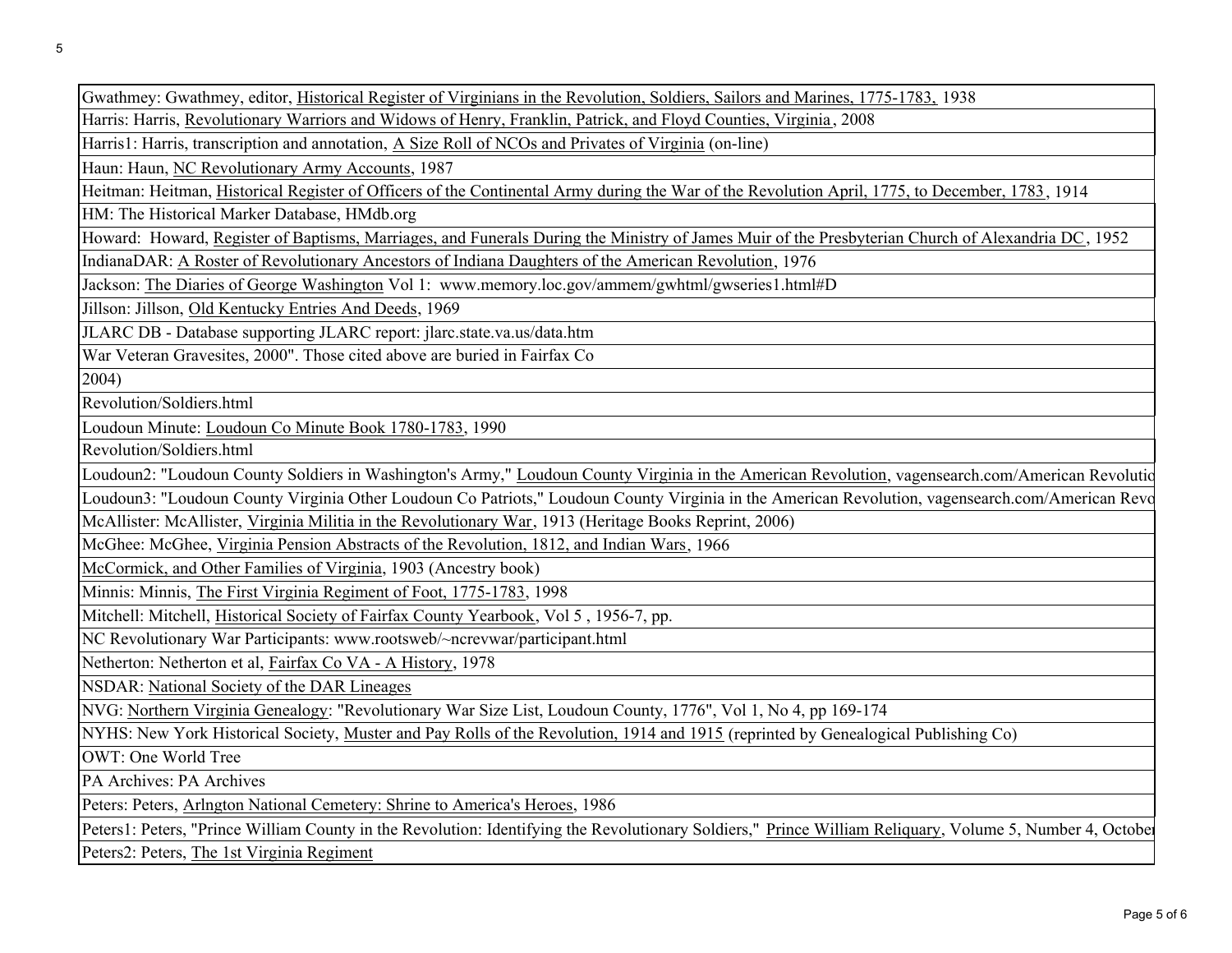| |
|---|
| Gwathmey: Gwathmey, editor, Historical Register of Virginians in the Revolution, Soldiers, Sailors and Marines, 1775-1783, 1938 |
| Harris: Harris, Revolutionary Warriors and Widows of Henry, Franklin, Patrick, and Floyd Counties, Virginia, 2008 |
| Harris1: Harris, transcription and annotation, A Size Roll of NCOs and Privates of Virginia (on-line) |
| Haun: Haun, NC Revolutionary Army Accounts, 1987 |
| Heitman: Heitman, Historical Register of Officers of the Continental Army during the War of the Revolution April, 1775, to December, 1783, 1914 |
| HM: The Historical Marker Database, HMdb.org |
| Howard: Howard, Register of Baptisms, Marriages, and Funerals During the Ministry of James Muir of the Presbyterian Church of Alexandria DC, 1952 |
| IndianaDAR: A Roster of Revolutionary Ancestors of Indiana Daughters of the American Revolution, 1976 |
| Jackson: The Diaries of George Washington Vol 1: www.memory.loc.gov/ammem/gwhtml/gwseries1.html#D |
| Jillson: Jillson, Old Kentucky Entries And Deeds, 1969 |
| JLARC DB - Database supporting JLARC report: jlarc.state.va.us/data.htm |
| War Veteran Gravesites, 2000". Those cited above are buried in Fairfax Co |
| 2004) |
| Revolution/Soldiers.html |
| Loudoun Minute: Loudoun Co Minute Book 1780-1783, 1990 |
| Revolution/Soldiers.html |
| Loudoun2: "Loudoun County Soldiers in Washington's Army," Loudoun County Virginia in the American Revolution, vagensearch.com/American Revolutio |
| Loudoun3: "Loudoun County Virginia Other Loudoun Co Patriots," Loudoun County Virginia in the American Revolution, vagensearch.com/American Revo |
| McAllister: McAllister, Virginia Militia in the Revolutionary War, 1913 (Heritage Books Reprint, 2006) |
| McGhee: McGhee, Virginia Pension Abstracts of the Revolution, 1812, and Indian Wars, 1966 |
| McCormick, and Other Families of Virginia, 1903 (Ancestry book) |
| Minnis: Minnis, The First Virginia Regiment of Foot, 1775-1783, 1998 |
| Mitchell: Mitchell, Historical Society of Fairfax County Yearbook, Vol 5 , 1956-7, pp. |
| NC Revolutionary War Participants: www.rootsweb/~ncrevwar/participant.html |
| Netherton: Netherton et al, Fairfax Co VA - A History, 1978 |
| NSDAR: National Society of the DAR Lineages |
| NVG: Northern Virginia Genealogy: "Revolutionary War Size List, Loudoun County, 1776", Vol 1, No 4, pp 169-174 |
| NYHS: New York Historical Society, Muster and Pay Rolls of the Revolution, 1914 and 1915 (reprinted by Genealogical Publishing Co) |
| OWT: One World Tree |
| PA Archives: PA Archives |
| Peters: Peters, Arlngton National Cemetery: Shrine to America's Heroes, 1986 |
| Peters1: Peters, "Prince William County in the Revolution: Identifying the Revolutionary Soldiers," Prince William Reliquary, Volume 5, Number 4, Octobe |
| Peters2: Peters, The 1st Virginia Regiment |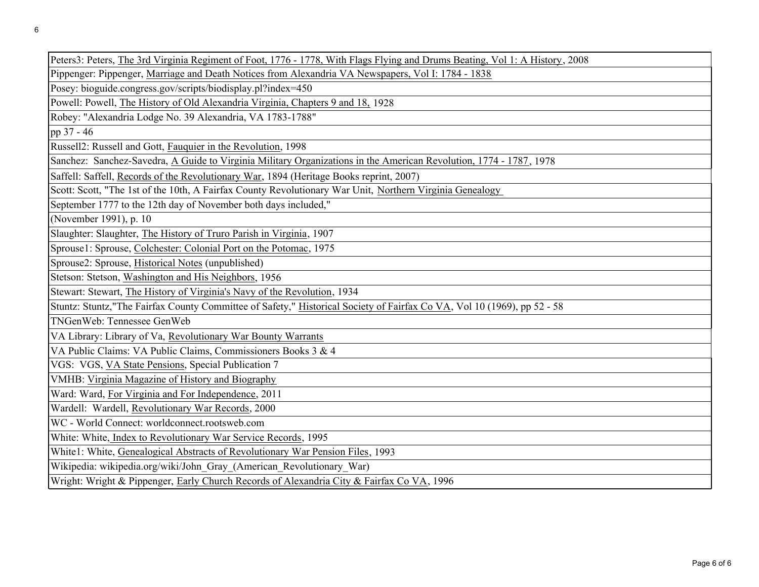| |
|---|
| Peters3: Peters, The 3rd Virginia Regiment of Foot, 1776 - 1778, With Flags Flying and Drums Beating, Vol 1: A History, 2008 |
| Pippenger: Pippenger, Marriage and Death Notices from Alexandria VA Newspapers, Vol I: 1784 - 1838 |
| Posey: bioguide.congress.gov/scripts/biodisplay.pl?index=450 |
| Powell: Powell, The History of Old Alexandria Virginia, Chapters 9 and 18, 1928 |
| Robey: "Alexandria Lodge No. 39 Alexandria, VA 1783-1788" |
| pp 37 - 46 |
| Russell2: Russell and Gott, Fauquier in the Revolution, 1998 |
| Sanchez: Sanchez-Savedra, A Guide to Virginia Military Organizations in the American Revolution, 1774 - 1787, 1978 |
| Saffell: Saffell, Records of the Revolutionary War, 1894 (Heritage Books reprint, 2007) |
| Scott: Scott, "The 1st of the 10th, A Fairfax County Revolutionary War Unit, Northern Virginia Genealogy |
| September 1777 to the 12th day of November both days included," |
| (November 1991), p. 10 |
| Slaughter: Slaughter, The History of Truro Parish in Virginia, 1907 |
| Sprouse1: Sprouse, Colchester: Colonial Port on the Potomac, 1975 |
| Sprouse2: Sprouse, Historical Notes (unpublished) |
| Stetson: Stetson, Washington and His Neighbors, 1956 |
| Stewart: Stewart, The History of Virginia's Navy of the Revolution, 1934 |
| Stuntz: Stuntz,"The Fairfax County Committee of Safety," Historical Society of Fairfax Co VA, Vol 10 (1969), pp 52 - 58 |
| TNGenWeb: Tennessee GenWeb |
| VA Library: Library of Va, Revolutionary War Bounty Warrants |
| VA Public Claims: VA Public Claims, Commissioners Books 3 & 4 |
| VGS: VGS, VA State Pensions, Special Publication 7 |
| VMHB: Virginia Magazine of History and Biography |
| Ward: Ward, For Virginia and For Independence, 2011 |
| Wardell: Wardell, Revolutionary War Records, 2000 |
| WC - World Connect: worldconnect.rootsweb.com |
| White: White, Index to Revolutionary War Service Records, 1995 |
| White1: White, Genealogical Abstracts of Revolutionary War Pension Files, 1993 |
| Wikipedia: wikipedia.org/wiki/John_Gray_(American_Revolutionary_War) |
| Wright: Wright & Pippenger, Early Church Records of Alexandria City & Fairfax Co VA, 1996 |